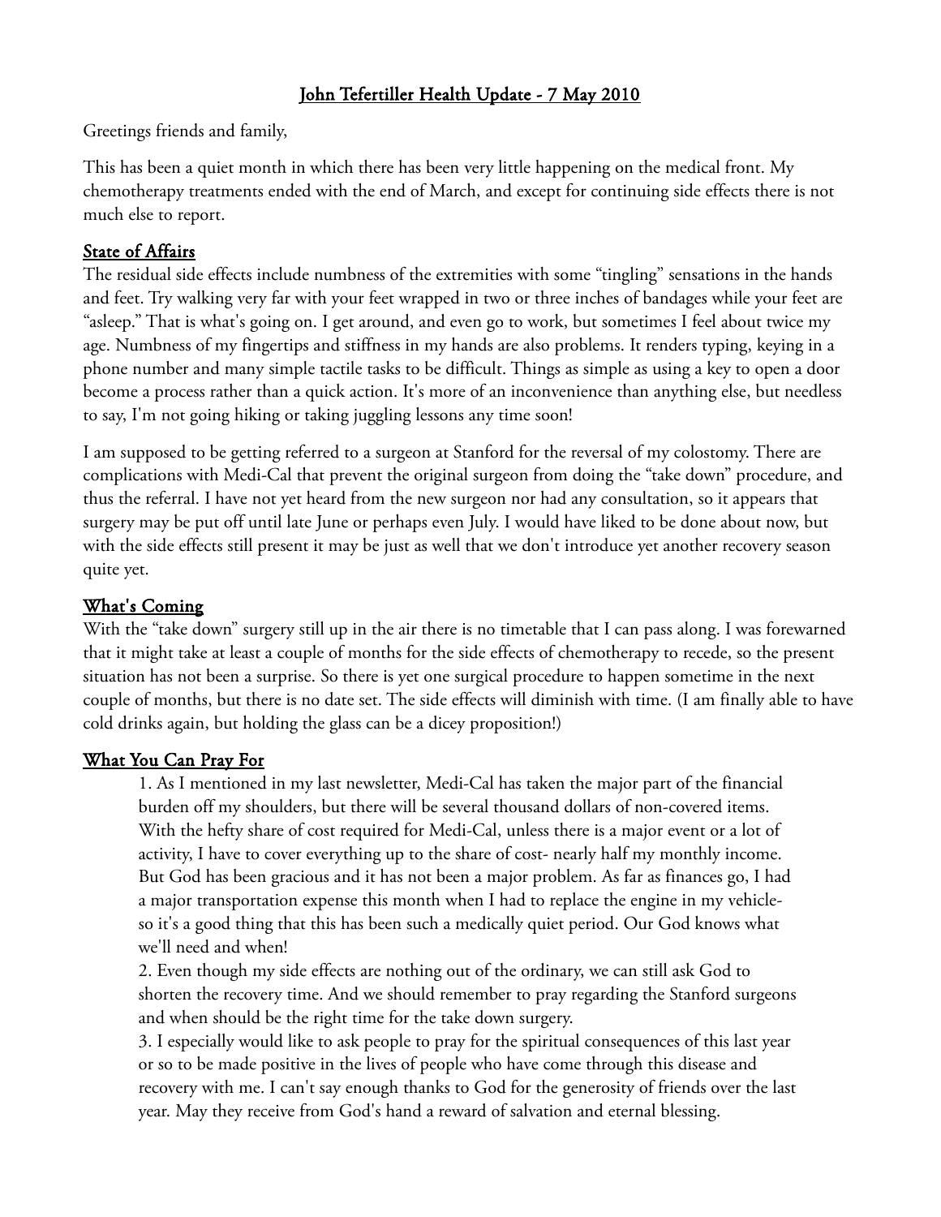# John Tefertiller Health Update - 7 May 2010

Greetings friends and family,

This has been a quiet month in which there has been very little happening on the medical front. My chemotherapy treatments ended with the end of March, and except for continuing side effects there is not much else to report.

## State of Affairs

The residual side effects include numbness of the extremities with some "tingling" sensations in the hands and feet. Try walking very far with your feet wrapped in two or three inches of bandages while your feet are "asleep." That is what's going on. I get around, and even go to work, but sometimes I feel about twice my age. Numbness of my fingertips and stiffness in my hands are also problems. It renders typing, keying in a phone number and many simple tactile tasks to be difficult. Things as simple as using a key to open a door become a process rather than a quick action. It's more of an inconvenience than anything else, but needless to say, I'm not going hiking or taking juggling lessons any time soon!

I am supposed to be getting referred to a surgeon at Stanford for the reversal of my colostomy. There are complications with Medi-Cal that prevent the original surgeon from doing the "take down" procedure, and thus the referral. I have not yet heard from the new surgeon nor had any consultation, so it appears that surgery may be put off until late June or perhaps even July. I would have liked to be done about now, but with the side effects still present it may be just as well that we don't introduce yet another recovery season quite yet.

## What's Coming

With the "take down" surgery still up in the air there is no timetable that I can pass along. I was forewarned that it might take at least a couple of months for the side effects of chemotherapy to recede, so the present situation has not been a surprise. So there is yet one surgical procedure to happen sometime in the next couple of months, but there is no date set. The side effects will diminish with time. (I am finally able to have cold drinks again, but holding the glass can be a dicey proposition!)

## What You Can Pray For

1. As I mentioned in my last newsletter, Medi-Cal has taken the major part of the financial burden off my shoulders, but there will be several thousand dollars of non-covered items. With the hefty share of cost required for Medi-Cal, unless there is a major event or a lot of activity, I have to cover everything up to the share of cost- nearly half my monthly income. But God has been gracious and it has not been a major problem. As far as finances go, I had a major transportation expense this month when I had to replace the engine in my vehicle- so it's a good thing that this has been such a medically quiet period. Our God knows what we'll need and when!
2. Even though my side effects are nothing out of the ordinary, we can still ask God to shorten the recovery time. And we should remember to pray regarding the Stanford surgeons and when should be the right time for the take down surgery.
3. I especially would like to ask people to pray for the spiritual consequences of this last year or so to be made positive in the lives of people who have come through this disease and recovery with me. I can't say enough thanks to God for the generosity of friends over the last year. May they receive from God's hand a reward of salvation and eternal blessing.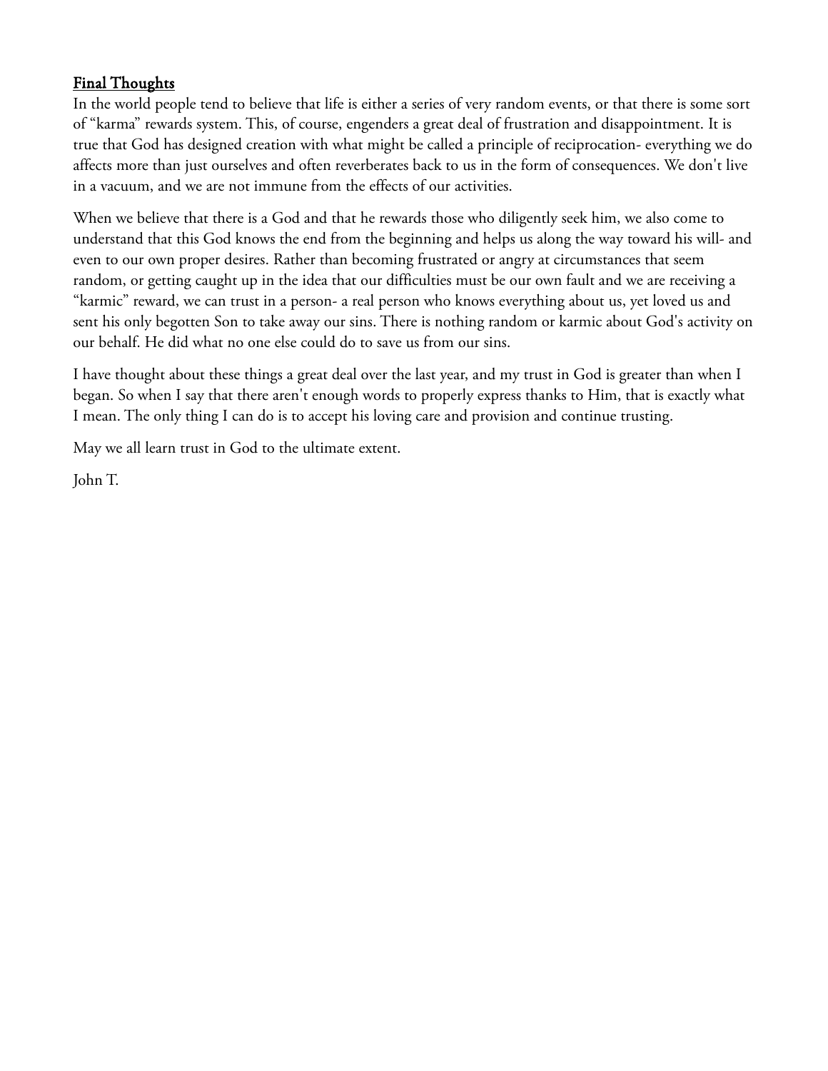## Final Thoughts

In the world people tend to believe that life is either a series of very random events, or that there is some sort of “karma” rewards system. This, of course, engenders a great deal of frustration and disappointment. It is true that God has designed creation with what might be called a principle of reciprocation- everything we do affects more than just ourselves and often reverberates back to us in the form of consequences. We don't live in a vacuum, and we are not immune from the effects of our activities.

When we believe that there is a God and that he rewards those who diligently seek him, we also come to understand that this God knows the end from the beginning and helps us along the way toward his will- and even to our own proper desires. Rather than becoming frustrated or angry at circumstances that seem random, or getting caught up in the idea that our difficulties must be our own fault and we are receiving a “karmic” reward, we can trust in a person- a real person who knows everything about us, yet loved us and sent his only begotten Son to take away our sins. There is nothing random or karmic about God's activity on our behalf. He did what no one else could do to save us from our sins.

I have thought about these things a great deal over the last year, and my trust in God is greater than when I began. So when I say that there aren't enough words to properly express thanks to Him, that is exactly what I mean. The only thing I can do is to accept his loving care and provision and continue trusting.

May we all learn trust in God to the ultimate extent.

John T.